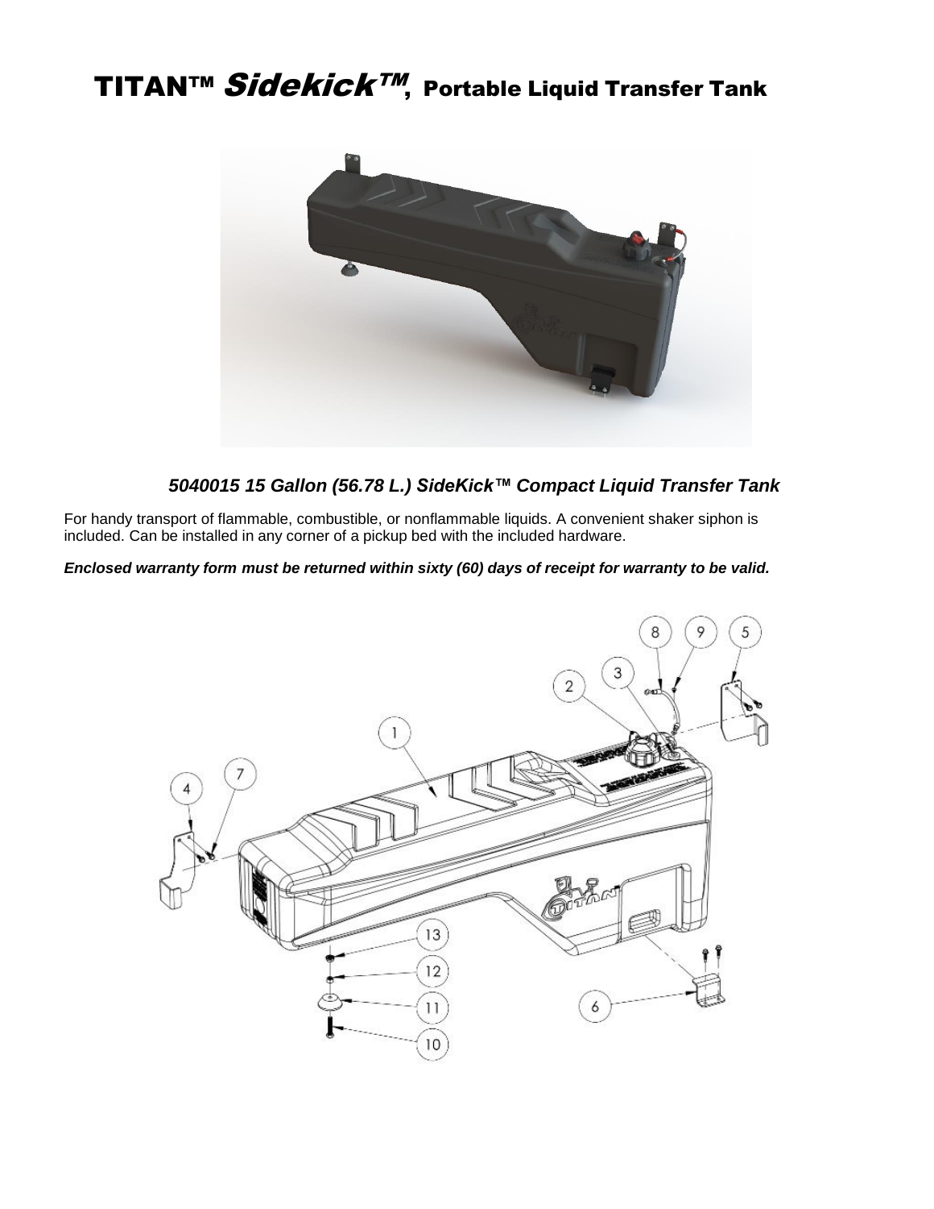# TITAN™ *Sidekick™*, Portable Liquid Transfer Tank

***5040015 15 Gallon (56.78 L.) SideKick™ Compact Liquid Transfer Tank***

For handy transport of flammable, combustible, or nonflammable liquids. A convenient shaker siphon is included. Can be installed in any corner of a pickup bed with the included hardware.

***Enclosed warranty form must be returned within sixty (60) days of receipt for warranty to be valid.***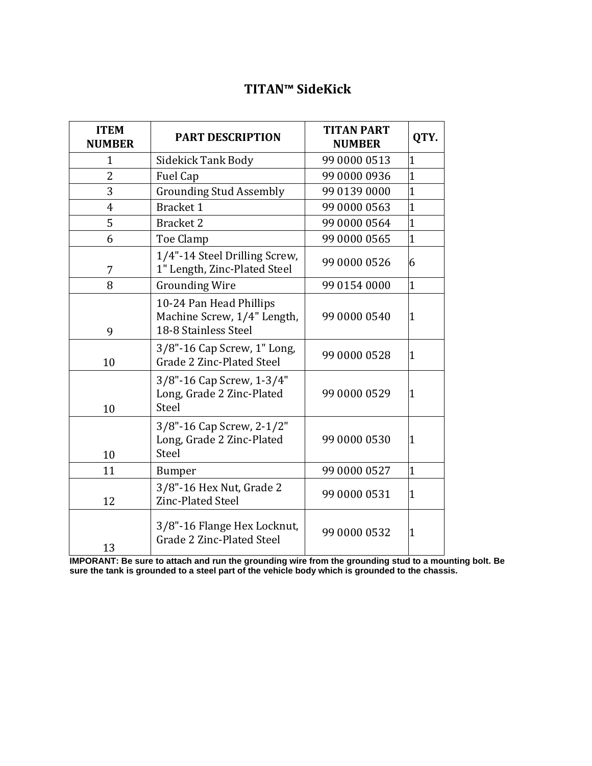# TITAN™ SideKick

| ITEM NUMBER | PART DESCRIPTION | TITAN PART NUMBER | QTY. |
|---|---|---|---|
| 1 | Sidekick Tank Body | 99 0000 0513 | 1 |
| 2 | Fuel Cap | 99 0000 0936 | 1 |
| 3 | Grounding Stud Assembly | 99 0139 0000 | 1 |
| 4 | Bracket 1 | 99 0000 0563 | 1 |
| 5 | Bracket 2 | 99 0000 0564 | 1 |
| 6 | Toe Clamp | 99 0000 0565 | 1 |
| 7 | 1/4"-14 Steel Drilling Screw, 1" Length, Zinc-Plated Steel | 99 0000 0526 | 6 |
| 8 | Grounding Wire | 99 0154 0000 | 1 |
| 9 | 10-24 Pan Head Phillips Machine Screw, 1/4" Length, 18-8 Stainless Steel | 99 0000 0540 | 1 |
| 10 | 3/8"-16 Cap Screw, 1" Long, Grade 2 Zinc-Plated Steel | 99 0000 0528 | 1 |
| 10 | 3/8"-16 Cap Screw, 1-3/4" Long, Grade 2 Zinc-Plated Steel | 99 0000 0529 | 1 |
| 10 | 3/8"-16 Cap Screw, 2-1/2" Long, Grade 2 Zinc-Plated Steel | 99 0000 0530 | 1 |
| 11 | Bumper | 99 0000 0527 | 1 |
| 12 | 3/8"-16 Hex Nut, Grade 2 Zinc-Plated Steel | 99 0000 0531 | 1 |
| 13 | 3/8"-16 Flange Hex Locknut, Grade 2 Zinc-Plated Steel | 99 0000 0532 | 1 |

**IMPORANT: Be sure to attach and run the grounding wire from the grounding stud to a mounting bolt. Be sure the tank is grounded to a steel part of the vehicle body which is grounded to the chassis.**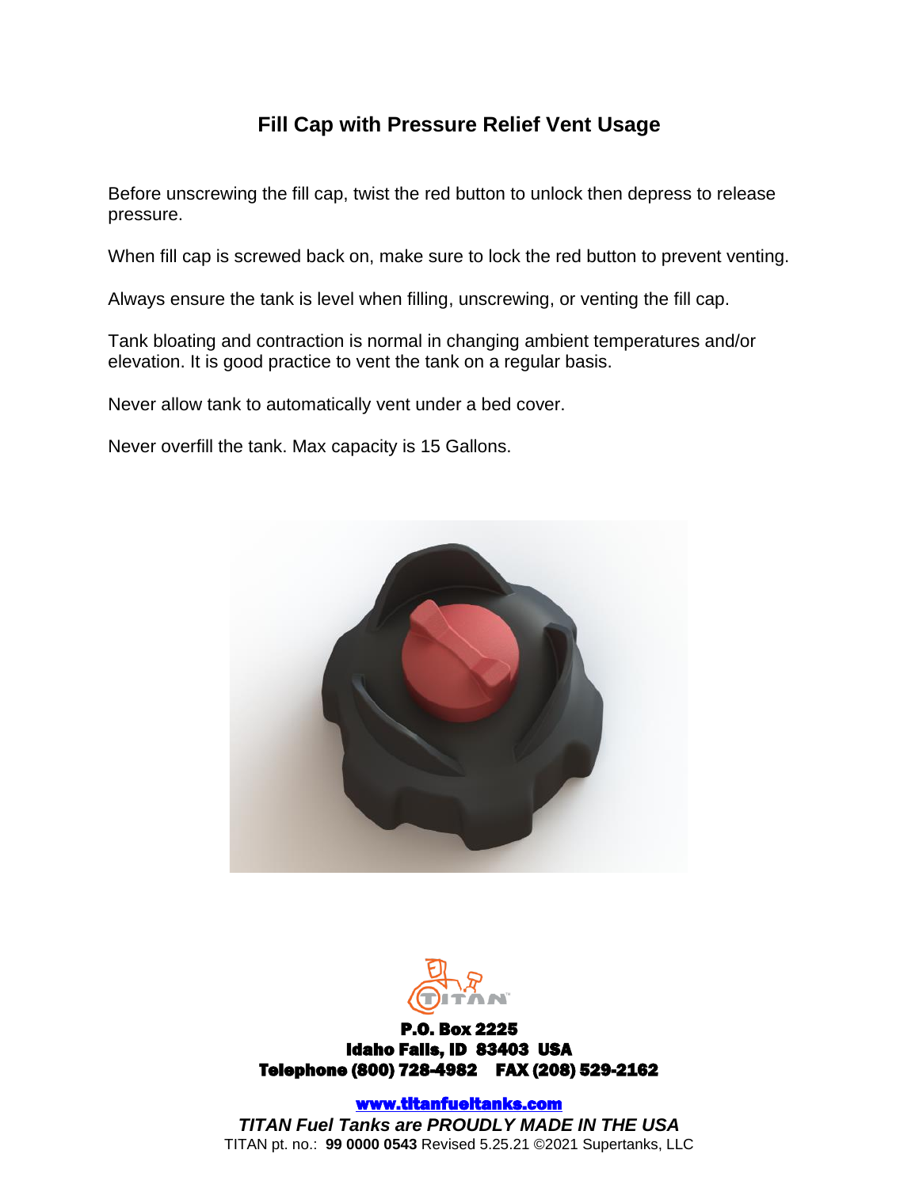# Fill Cap with Pressure Relief Vent Usage

Before unscrewing the fill cap, twist the red button to unlock then depress to release pressure.

When fill cap is screwed back on, make sure to lock the red button to prevent venting.

Always ensure the tank is level when filling, unscrewing, or venting the fill cap.

Tank bloating and contraction is normal in changing ambient temperatures and/or elevation. It is good practice to vent the tank on a regular basis.

Never allow tank to automatically vent under a bed cover.

Never overfill the tank. Max capacity is 15 Gallons.

**P.O. Box 2225**
**Idaho Falls, ID 83403 USA**
**Telephone (800) 728-4982 FAX (208) 529-2162**

**www.titanfueltanks.com**

***TITAN Fuel Tanks are PROUDLY MADE IN THE USA***

TITAN pt. no.: **99 0000 0543** Revised 5.25.21 ©2021 Supertanks, LLC